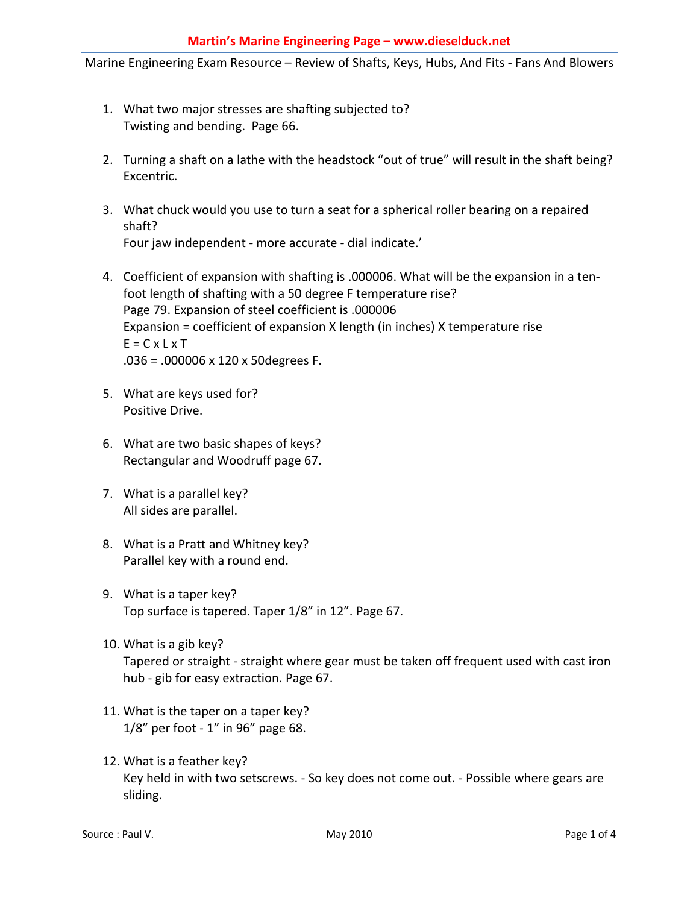1. What two major stresses are shafting subjected to?
   Twisting and bending. Page 66.

2. Turning a shaft on a lathe with the headstock "out of true" will result in the shaft being?
   Excentric.

3. What chuck would you use to turn a seat for a spherical roller bearing on a repaired shaft?
   Four jaw independent - more accurate - dial indicate.'

4. Coefficient of expansion with shafting is .000006. What will be the expansion in a ten-foot length of shafting with a 50 degree F temperature rise?
   Page 79. Expansion of steel coefficient is .000006
   Expansion = coefficient of expansion X length (in inches) X temperature rise
   E = C x L x T
   .036 = .000006 x 120 x 50degrees F.

5. What are keys used for?
   Positive Drive.

6. What are two basic shapes of keys?
   Rectangular and Woodruff page 67.

7. What is a parallel key?
   All sides are parallel.

8. What is a Pratt and Whitney key?
   Parallel key with a round end.

9. What is a taper key?
   Top surface is tapered. Taper 1/8" in 12". Page 67.

10. What is a gib key?
    Tapered or straight - straight where gear must be taken off frequent used with cast iron hub - gib for easy extraction. Page 67.

11. What is the taper on a taper key?
    1/8" per foot - 1" in 96" page 68.

12. What is a feather key?
    Key held in with two setscrews. - So key does not come out. - Possible where gears are sliding.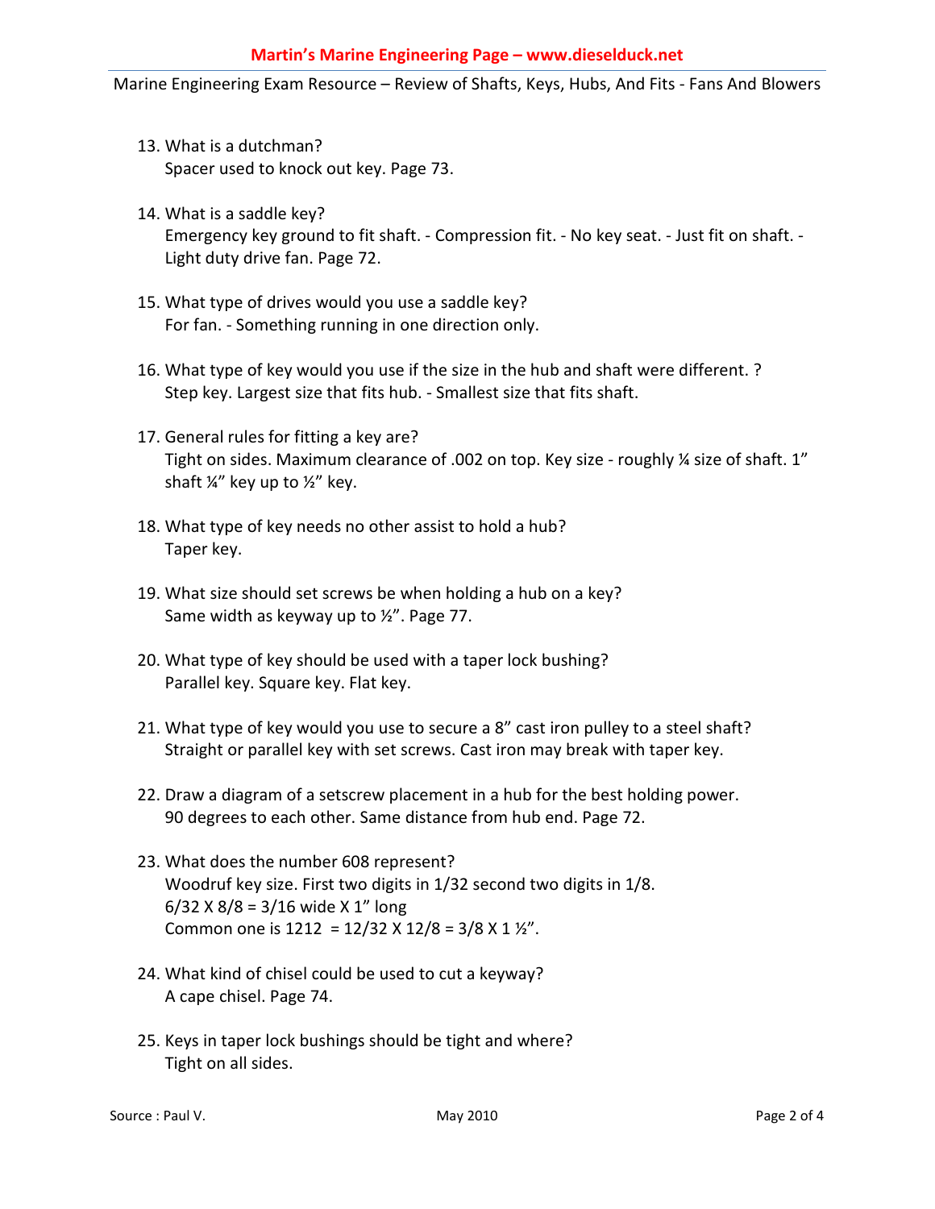13. What is a dutchman?
    Spacer used to knock out key. Page 73.

14. What is a saddle key?
    Emergency key ground to fit shaft. - Compression fit. - No key seat. - Just fit on shaft. - Light duty drive fan. Page 72.

15. What type of drives would you use a saddle key?
    For fan. - Something running in one direction only.

16. What type of key would you use if the size in the hub and shaft were different. ?
    Step key. Largest size that fits hub. - Smallest size that fits shaft.

17. General rules for fitting a key are?
    Tight on sides. Maximum clearance of .002 on top. Key size - roughly ¼ size of shaft. 1" shaft ¼" key up to ½" key.

18. What type of key needs no other assist to hold a hub?
    Taper key.

19. What size should set screws be when holding a hub on a key?
    Same width as keyway up to ½". Page 77.

20. What type of key should be used with a taper lock bushing?
    Parallel key. Square key. Flat key.

21. What type of key would you use to secure a 8" cast iron pulley to a steel shaft?
    Straight or parallel key with set screws. Cast iron may break with taper key.

22. Draw a diagram of a setscrew placement in a hub for the best holding power.
    90 degrees to each other. Same distance from hub end. Page 72.

23. What does the number 608 represent?
    Woodruf key size. First two digits in 1/32 second two digits in 1/8.
    6/32 X 8/8 = 3/16 wide X 1" long
    Common one is 1212 = 12/32 X 12/8 = 3/8 X 1 ½".

24. What kind of chisel could be used to cut a keyway?
    A cape chisel. Page 74.

25. Keys in taper lock bushings should be tight and where?
    Tight on all sides.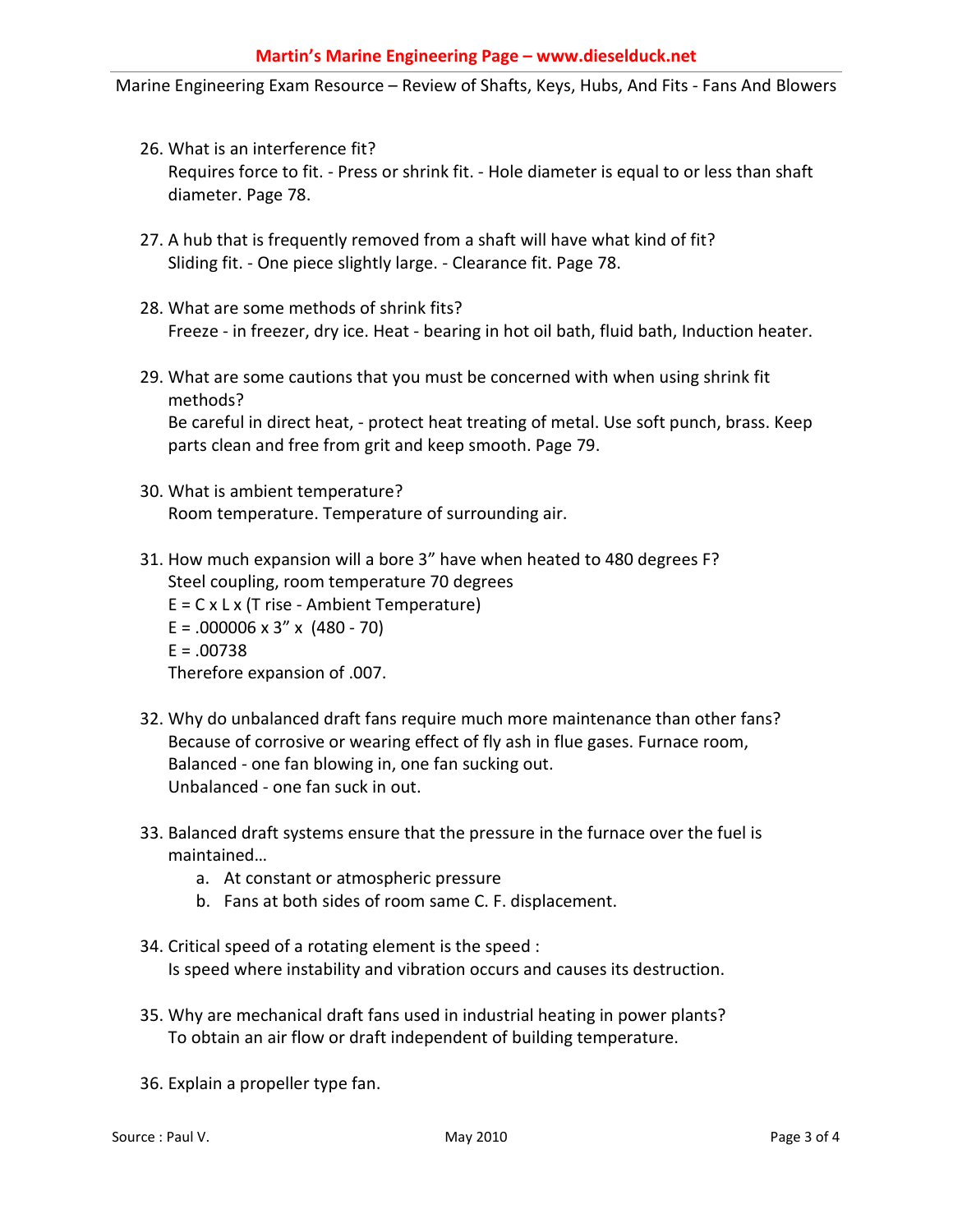26. What is an interference fit?
    Requires force to fit. - Press or shrink fit. - Hole diameter is equal to or less than shaft diameter. Page 78.

27. A hub that is frequently removed from a shaft will have what kind of fit?
    Sliding fit. - One piece slightly large. - Clearance fit. Page 78.

28. What are some methods of shrink fits?
    Freeze - in freezer, dry ice. Heat - bearing in hot oil bath, fluid bath, Induction heater.

29. What are some cautions that you must be concerned with when using shrink fit methods?
    Be careful in direct heat, - protect heat treating of metal. Use soft punch, brass. Keep parts clean and free from grit and keep smooth. Page 79.

30. What is ambient temperature?
    Room temperature. Temperature of surrounding air.

31. How much expansion will a bore 3” have when heated to 480 degrees F?
    Steel coupling, room temperature 70 degrees
    E = C x L x (T rise - Ambient Temperature)
    E = .000006 x 3” x (480 - 70)
    E = .00738
    Therefore expansion of .007.

32. Why do unbalanced draft fans require much more maintenance than other fans?
    Because of corrosive or wearing effect of fly ash in flue gases. Furnace room,
    Balanced - one fan blowing in, one fan sucking out.
    Unbalanced - one fan suck in out.

33. Balanced draft systems ensure that the pressure in the furnace over the fuel is maintained…
    a. At constant or atmospheric pressure
    b. Fans at both sides of room same C. F. displacement.

34. Critical speed of a rotating element is the speed :
    Is speed where instability and vibration occurs and causes its destruction.

35. Why are mechanical draft fans used in industrial heating in power plants?
    To obtain an air flow or draft independent of building temperature.

36. Explain a propeller type fan.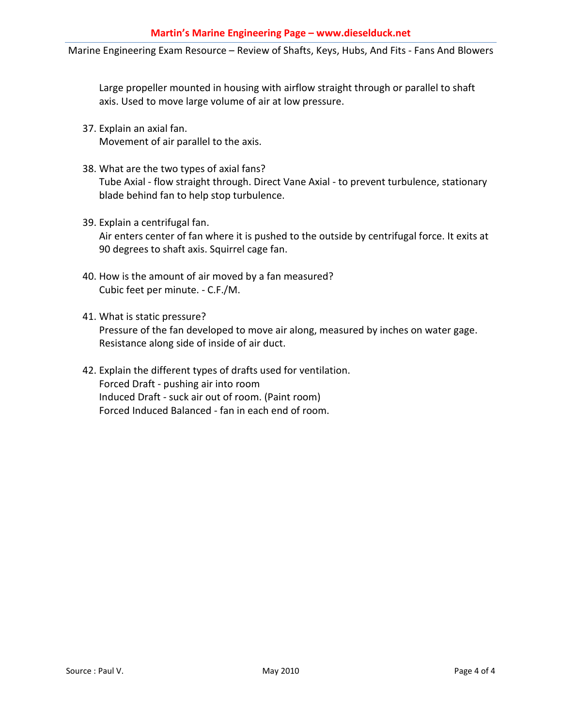Large propeller mounted in housing with airflow straight through or parallel to shaft axis. Used to move large volume of air at low pressure.

37. Explain an axial fan.
    Movement of air parallel to the axis.

38. What are the two types of axial fans?
    Tube Axial - flow straight through. Direct Vane Axial - to prevent turbulence, stationary blade behind fan to help stop turbulence.

39. Explain a centrifugal fan.
    Air enters center of fan where it is pushed to the outside by centrifugal force. It exits at 90 degrees to shaft axis. Squirrel cage fan.

40. How is the amount of air moved by a fan measured?
    Cubic feet per minute. - C.F./M.

41. What is static pressure?
    Pressure of the fan developed to move air along, measured by inches on water gage. Resistance along side of inside of air duct.

42. Explain the different types of drafts used for ventilation.
    Forced Draft - pushing air into room
    Induced Draft - suck air out of room. (Paint room)
    Forced Induced Balanced - fan in each end of room.